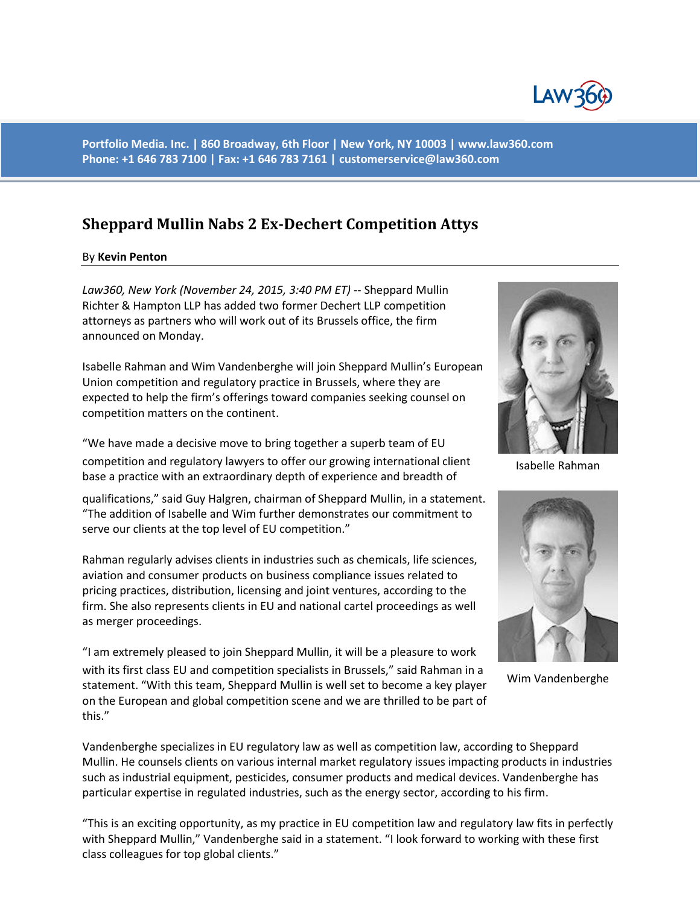Portfolio Media. Inc. | 860 Broadway, 6th Floor | New York, NY 10003 | www.law360.com
Phone: +1 646 783 7100 | Fax: +1 646 783 7161 | customerservice@law360.com

# Sheppard Mullin Nabs 2 Ex-Dechert Competition Attys

By **Kevin Penton**

*Law360, New York (November 24, 2015, 3:40 PM ET)* -- Sheppard Mullin Richter & Hampton LLP has added two former Dechert LLP competition attorneys as partners who will work out of its Brussels office, the firm announced on Monday.

Isabelle Rahman and Wim Vandenberghe will join Sheppard Mullin's European Union competition and regulatory practice in Brussels, where they are expected to help the firm's offerings toward companies seeking counsel on competition matters on the continent.

"We have made a decisive move to bring together a superb team of EU competition and regulatory lawyers to offer our growing international client base a practice with an extraordinary depth of experience and breadth of qualifications," said Guy Halgren, chairman of Sheppard Mullin, in a statement. "The addition of Isabelle and Wim further demonstrates our commitment to serve our clients at the top level of EU competition."

Isabelle Rahman

Wim Vandenberghe

Rahman regularly advises clients in industries such as chemicals, life sciences, aviation and consumer products on business compliance issues related to pricing practices, distribution, licensing and joint ventures, according to the firm. She also represents clients in EU and national cartel proceedings as well as merger proceedings.

"I am extremely pleased to join Sheppard Mullin, it will be a pleasure to work with its first class EU and competition specialists in Brussels," said Rahman in a statement. "With this team, Sheppard Mullin is well set to become a key player on the European and global competition scene and we are thrilled to be part of this."

Vandenberghe specializes in EU regulatory law as well as competition law, according to Sheppard Mullin. He counsels clients on various internal market regulatory issues impacting products in industries such as industrial equipment, pesticides, consumer products and medical devices. Vandenberghe has particular expertise in regulated industries, such as the energy sector, according to his firm.

"This is an exciting opportunity, as my practice in EU competition law and regulatory law fits in perfectly with Sheppard Mullin," Vandenberghe said in a statement. "I look forward to working with these first class colleagues for top global clients."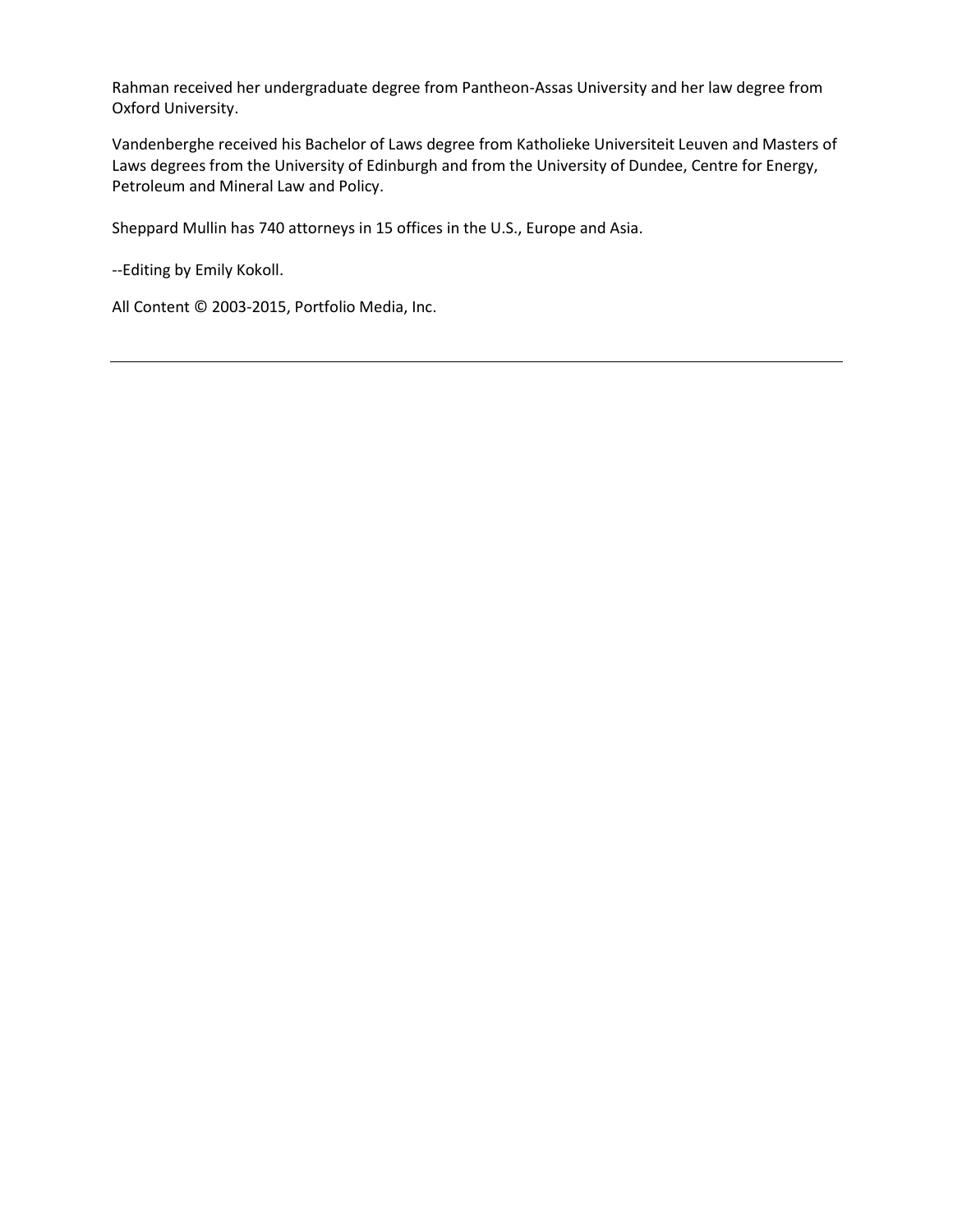Rahman received her undergraduate degree from Pantheon-Assas University and her law degree from Oxford University.

Vandenberghe received his Bachelor of Laws degree from Katholieke Universiteit Leuven and Masters of Laws degrees from the University of Edinburgh and from the University of Dundee, Centre for Energy, Petroleum and Mineral Law and Policy.

Sheppard Mullin has 740 attorneys in 15 offices in the U.S., Europe and Asia.

--Editing by Emily Kokoll.

All Content © 2003-2015, Portfolio Media, Inc.

---